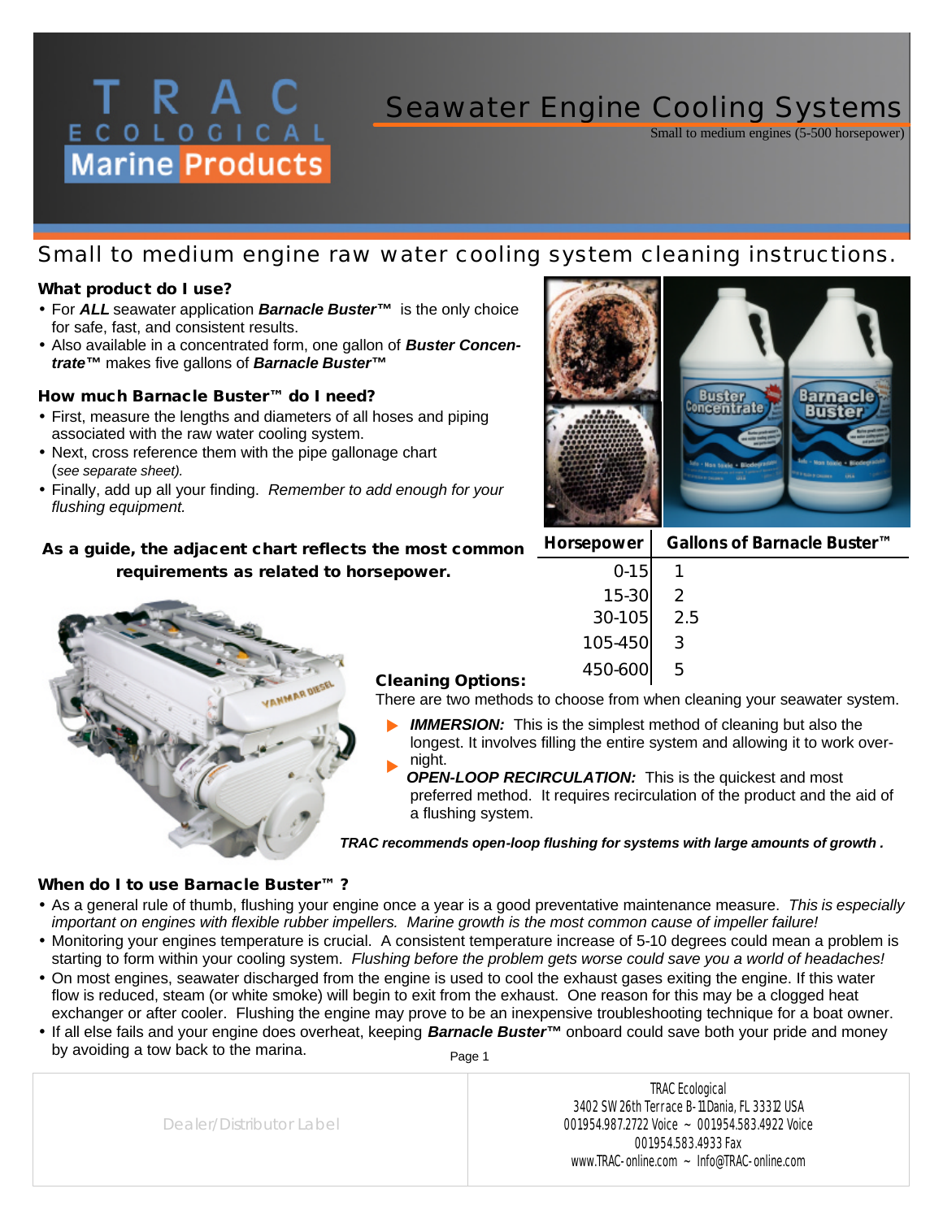# TRAC ECOLOGICAL Marine Products

# Seawater Engine Cooling Systems

Small to medium engines (5-500 horsepower)

## Small to medium engine raw water cooling system cleaning instructions.

### What product do I use?

- For ***ALL*** seawater application ***Barnacle Buster™*** is the only choice for safe, fast, and consistent results.
- Also available in a concentrated form, one gallon of ***Buster Concentrate™*** makes five gallons of ***Barnacle Buster™***

### How much Barnacle Buster™ do I need?

- First, measure the lengths and diameters of all hoses and piping associated with the raw water cooling system.
- Next, cross reference them with the pipe gallonage chart (*see separate sheet).*
- Finally, add up all your finding. *Remember to add enough for your flushing equipment.*

**As a guide, the adjacent chart reflects the most common requirements as related to horsepower.**

| Horsepower | Gallons of Barnacle Buster™ |
|---|---|
| 0-15 | 1 |
| 15-30 | 2 |
| 30-105 | 2.5 |
| 105-450 | 3 |
| 450-600 | 5 |

### Cleaning Options:

There are two methods to choose from when cleaning your seawater system.

- ***IMMERSION:*** This is the simplest method of cleaning but also the longest. It involves filling the entire system and allowing it to work overnight.
- ***OPEN-LOOP RECIRCULATION:*** This is the quickest and most preferred method. It requires recirculation of the product and the aid of a flushing system.

***TRAC recommends open-loop flushing for systems with large amounts of growth .***

### When do I to use Barnacle Buster™ ?

- As a general rule of thumb, flushing your engine once a year is a good preventative maintenance measure. *This is especially important on engines with flexible rubber impellers. Marine growth is the most common cause of impeller failure!*
- Monitoring your engines temperature is crucial. A consistent temperature increase of 5-10 degrees could mean a problem is starting to form within your cooling system. *Flushing before the problem gets worse could save you a world of headaches!*
- On most engines, seawater discharged from the engine is used to cool the exhaust gases exiting the engine. If this water flow is reduced, steam (or white smoke) will begin to exit from the exhaust. One reason for this may be a clogged heat exchanger or after cooler. Flushing the engine may prove to be an inexpensive troubleshooting technique for a boat owner.
- If all else fails and your engine does overheat, keeping ***Barnacle Buster™*** onboard could save both your pride and money by avoiding a tow back to the marina.

Dealer/Distributor Label

TRAC Ecological
3402 SW 26th Terrace B-11 Dania, FL 33312 USA
001954.987.2722 Voice ~ 001954.583.4922 Voice
001954.583.4933 Fax
www.TRAC-online.com ~ Info@TRAC-online.com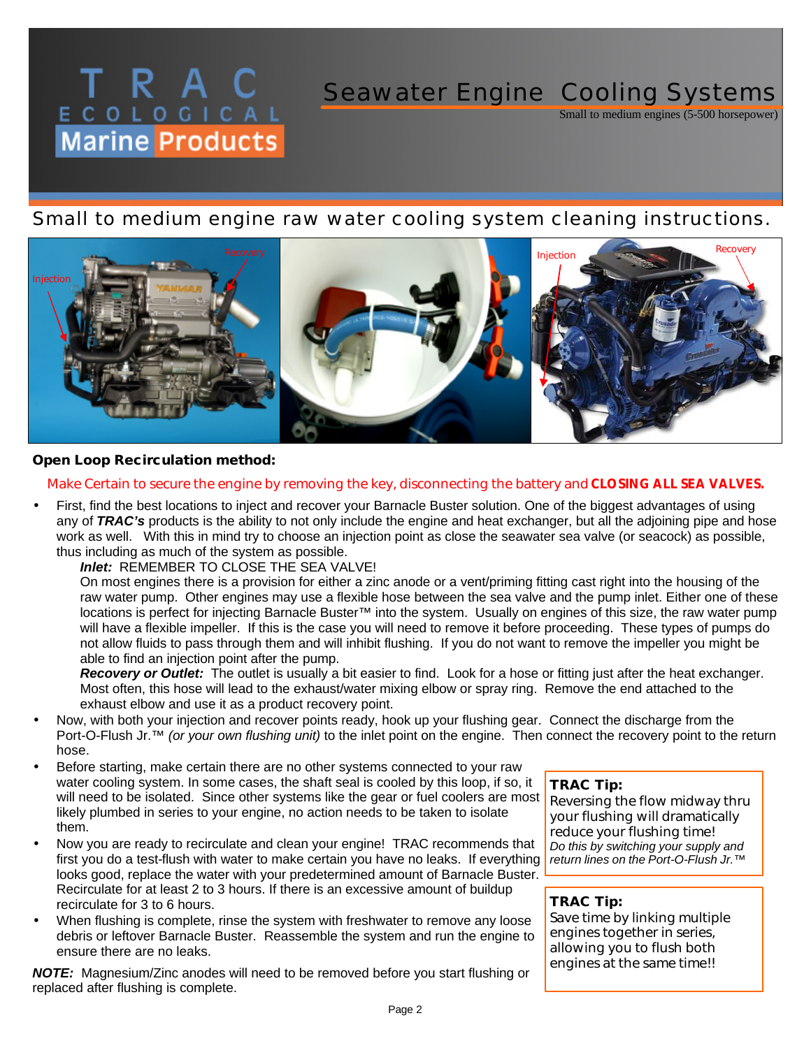# Seawater Engine Cooling Systems

Small to medium engines (5-500 horsepower)

## Small to medium engine raw water cooling system cleaning instructions.

### Open Loop Recirculation method:

Make Certain to secure the engine by removing the key, disconnecting the battery and **CLOSING ALL SEA VALVES.**

- First, find the best locations to inject and recover your Barnacle Buster solution. One of the biggest advantages of using any of ***TRAC's*** products is the ability to not only include the engine and heat exchanger, but all the adjoining pipe and hose work as well. With this in mind try to choose an injection point as close the seawater sea valve (or seacock) as possible, thus including as much of the system as possible.

  ***Inlet:*** REMEMBER TO CLOSE THE SEA VALVE!

  On most engines there is a provision for either a zinc anode or a vent/priming fitting cast right into the housing of the raw water pump. Other engines may use a flexible hose between the sea valve and the pump inlet. Either one of these locations is perfect for injecting Barnacle Buster™ into the system. Usually on engines of this size, the raw water pump will have a flexible impeller. If this is the case you will need to remove it before proceeding. These types of pumps do not allow fluids to pass through them and will inhibit flushing. If you do not want to remove the impeller you might be able to find an injection point after the pump.

  ***Recovery or Outlet:*** The outlet is usually a bit easier to find. Look for a hose or fitting just after the heat exchanger. Most often, this hose will lead to the exhaust/water mixing elbow or spray ring. Remove the end attached to the exhaust elbow and use it as a product recovery point.
- Now, with both your injection and recover points ready, hook up your flushing gear. Connect the discharge from the Port-O-Flush Jr.™ *(or your own flushing unit)* to the inlet point on the engine. Then connect the recovery point to the return hose.
- Before starting, make certain there are no other systems connected to your raw water cooling system. In some cases, the shaft seal is cooled by this loop, if so, it will need to be isolated. Since other systems like the gear or fuel coolers are most likely plumbed in series to your engine, no action needs to be taken to isolate them.
- Now you are ready to recirculate and clean your engine! TRAC recommends that first you do a test-flush with water to make certain you have no leaks. If everything looks good, replace the water with your predetermined amount of Barnacle Buster. Recirculate for at least 2 to 3 hours. If there is an excessive amount of buildup recirculate for 3 to 6 hours.
- When flushing is complete, rinse the system with freshwater to remove any loose debris or leftover Barnacle Buster. Reassemble the system and run the engine to ensure there are no leaks.

***NOTE:*** Magnesium/Zinc anodes will need to be removed before you start flushing or replaced after flushing is complete.

**TRAC Tip:**
Reversing the flow midway thru your flushing will dramatically reduce your flushing time!
*Do this by switching your supply and return lines on the Port-O-Flush Jr.™*

**TRAC Tip:**
Save time by linking multiple engines together in series, allowing you to flush both engines at the same time!!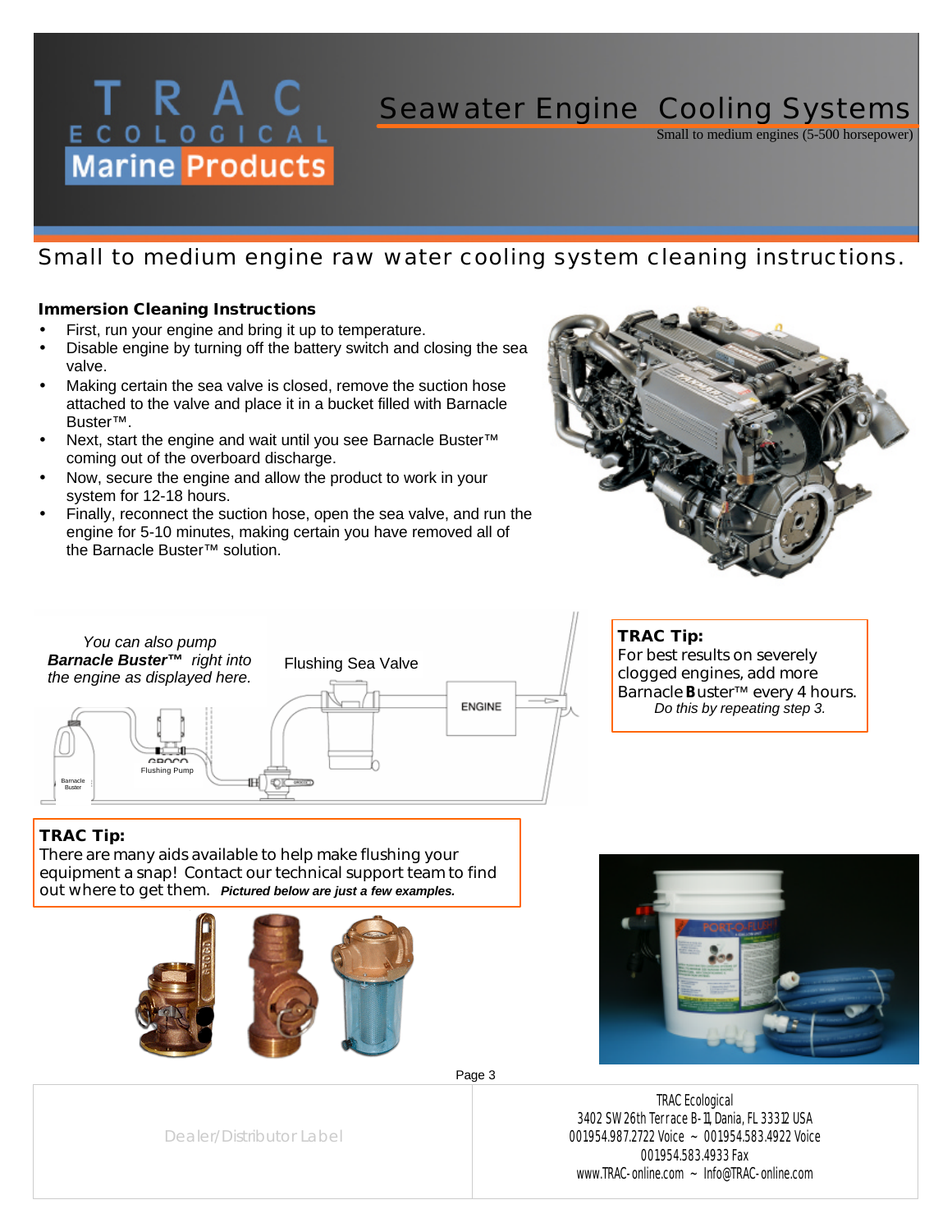# TRAC ECOLOGICAL Marine Products

## Seawater Engine Cooling Systems

Small to medium engines (5-500 horsepower)

## Small to medium engine raw water cooling system cleaning instructions.

### Immersion Cleaning Instructions

- First, run your engine and bring it up to temperature.
- Disable engine by turning off the battery switch and closing the sea valve.
- Making certain the sea valve is closed, remove the suction hose attached to the valve and place it in a bucket filled with Barnacle Buster™.
- Next, start the engine and wait until you see Barnacle Buster™ coming out of the overboard discharge.
- Now, secure the engine and allow the product to work in your system for 12-18 hours.
- Finally, reconnect the suction hose, open the sea valve, and run the engine for 5-10 minutes, making certain you have removed all of the Barnacle Buster™ solution.

*You can also pump* ***Barnacle Buster™*** *right into the engine as displayed here.*

Flushing Sea Valve

ENGINE

Flushing Pump

Barnacle Buster

**TRAC Tip:**
For best results on severely clogged engines, add more Barnacle Buster™ every 4 hours.
*Do this by repeating step 3.*

**TRAC Tip:**
There are many aids available to help make flushing your equipment a snap! Contact our technical support team to find out where to get them. ***Pictured below are just a few examples.***

Dealer/Distributor Label

TRAC Ecological
3402 SW 26th Terrace B-11, Dania, FL 33312 USA
001954.987.2722 Voice ~ 001954.583.4922 Voice
001954.583.4933 Fax
www.TRAC-online.com ~ Info@TRAC-online.com